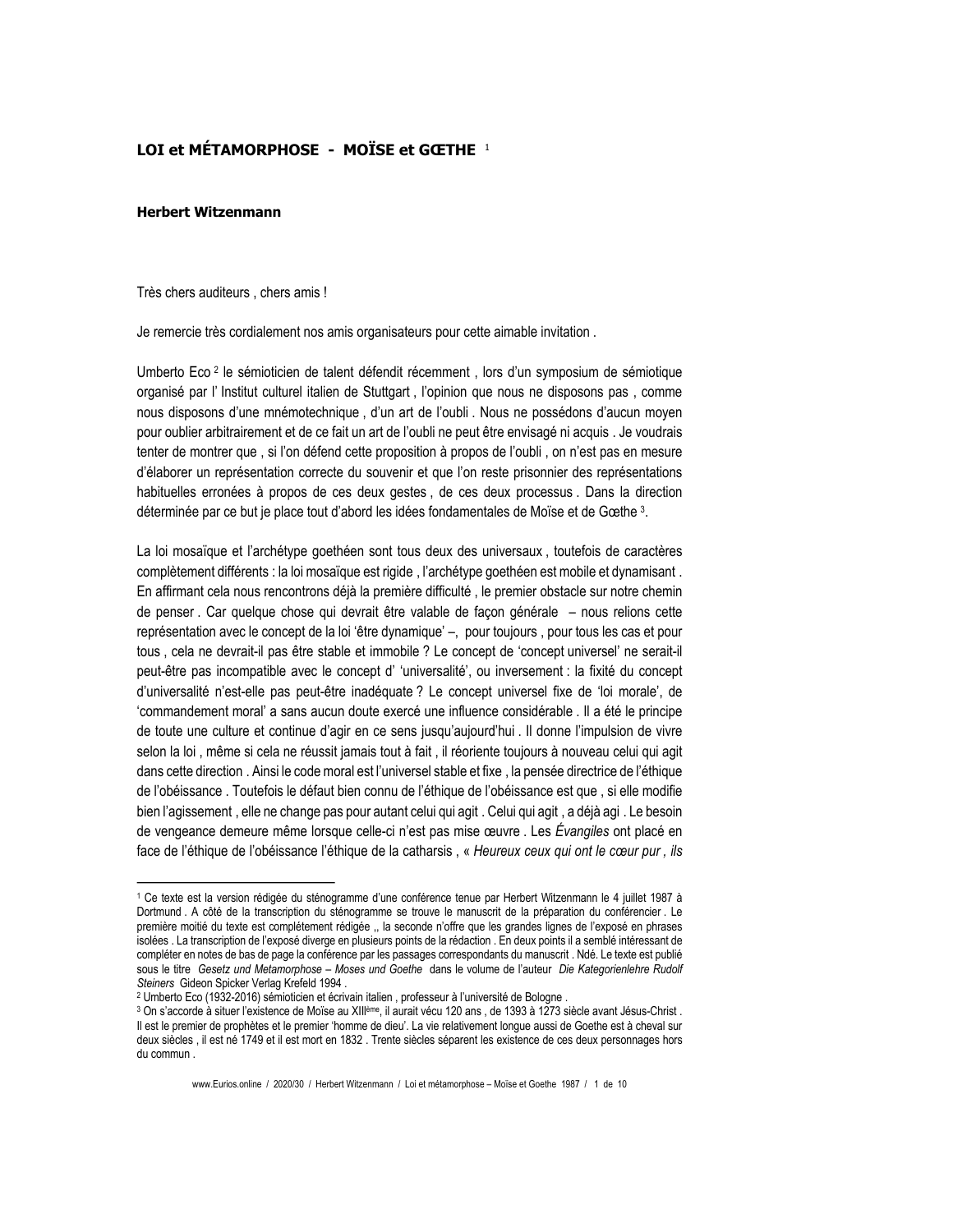## LOI et MÉTAMORPHOSE - MOÏSE et GŒTHE [1]

**Herbert Witzenmann**

Très chers auditeurs , chers amis !

Je remercie très cordialement nos amis organisateurs pour cette aimable invitation .

Umberto Eco [2] le sémioticien de talent défendit récemment , lors d'un symposium de sémiotique organisé par l' Institut culturel italien de Stuttgart , l'opinion que nous ne disposons pas , comme nous disposons d'une mnémotechnique , d'un art de l'oubli . Nous ne possédons d'aucun moyen pour oublier arbitrairement et de ce fait un art de l'oubli ne peut être envisagé ni acquis . Je voudrais tenter de montrer que , si l'on défend cette proposition à propos de l'oubli , on n'est pas en mesure d'élaborer un représentation correcte du souvenir et que l'on reste prisonnier des représentations habituelles erronées à propos de ces deux gestes , de ces deux processus . Dans la direction déterminée par ce but je place tout d'abord les idées fondamentales de Moïse et de Gœthe [3].

La loi mosaïque et l'archétype goethéen sont tous deux des universaux , toutefois de caractères complètement différents : la loi mosaïque est rigide , l'archétype goethéen est mobile et dynamisant . En affirmant cela nous rencontrons déjà la première difficulté , le premier obstacle sur notre chemin de penser . Car quelque chose qui devrait être valable de façon générale – nous relions cette représentation avec le concept de la loi 'être dynamique' –, pour toujours , pour tous les cas et pour tous , cela ne devrait-il pas être stable et immobile ? Le concept de 'concept universel' ne serait-il peut-être pas incompatible avec le concept d' 'universalité', ou inversement : la fixité du concept d'universalité n'est-elle pas peut-être inadéquate ? Le concept universel fixe de 'loi morale', de 'commandement moral' a sans aucun doute exercé une influence considérable . Il a été le principe de toute une culture et continue d'agir en ce sens jusqu'aujourd'hui . Il donne l'impulsion de vivre selon la loi , même si cela ne réussit jamais tout à fait , il réoriente toujours à nouveau celui qui agit dans cette direction . Ainsi le code moral est l'universel stable et fixe , la pensée directrice de l'éthique de l'obéissance . Toutefois le défaut bien connu de l'éthique de l'obéissance est que , si elle modifie bien l'agissement , elle ne change pas pour autant celui qui agit . Celui qui agit , a déjà agi . Le besoin de vengeance demeure même lorsque celle-ci n'est pas mise œuvre . Les *Évangiles* ont placé en face de l'éthique de l'obéissance l'éthique de la catharsis , « *Heureux ceux qui ont le cœur pur , ils*

---

[1] Ce texte est la version rédigée du sténogramme d'une conférence tenue par Herbert Witzenmann le 4 juillet 1987 à Dortmund . A côté de la transcription du sténogramme se trouve le manuscrit de la préparation du conférencier . Le première moitié du texte est complètement rédigée ,, la seconde n'offre que les grandes lignes de l'exposé en phrases isolées . La transcription de l'exposé diverge en plusieurs points de la rédaction . En deux points il a semblé intéressant de compléter en notes de bas de page la conférence par les passages correspondants du manuscrit . Ndé. Le texte est publié sous le titre *Gesetz und Metamorphose – Moses und Goethe* dans le volume de l'auteur *Die Kategorienlehre Rudolf Steiners* Gideon Spicker Verlag Krefeld 1994 .

[2] Umberto Eco (1932-2016) sémioticien et écrivain italien , professeur à l'université de Bologne .

[3] On s'accorde à situer l'existence de Moïse au XIIIème, il aurait vécu 120 ans , de 1393 à 1273 siècle avant Jésus-Christ . Il est le premier de prophètes et le premier 'homme de dieu'. La vie relativement longue aussi de Goethe est à cheval sur deux siècles , il est né 1749 et il est mort en 1832 . Trente siècles séparent les existence de ces deux personnages hors du commun .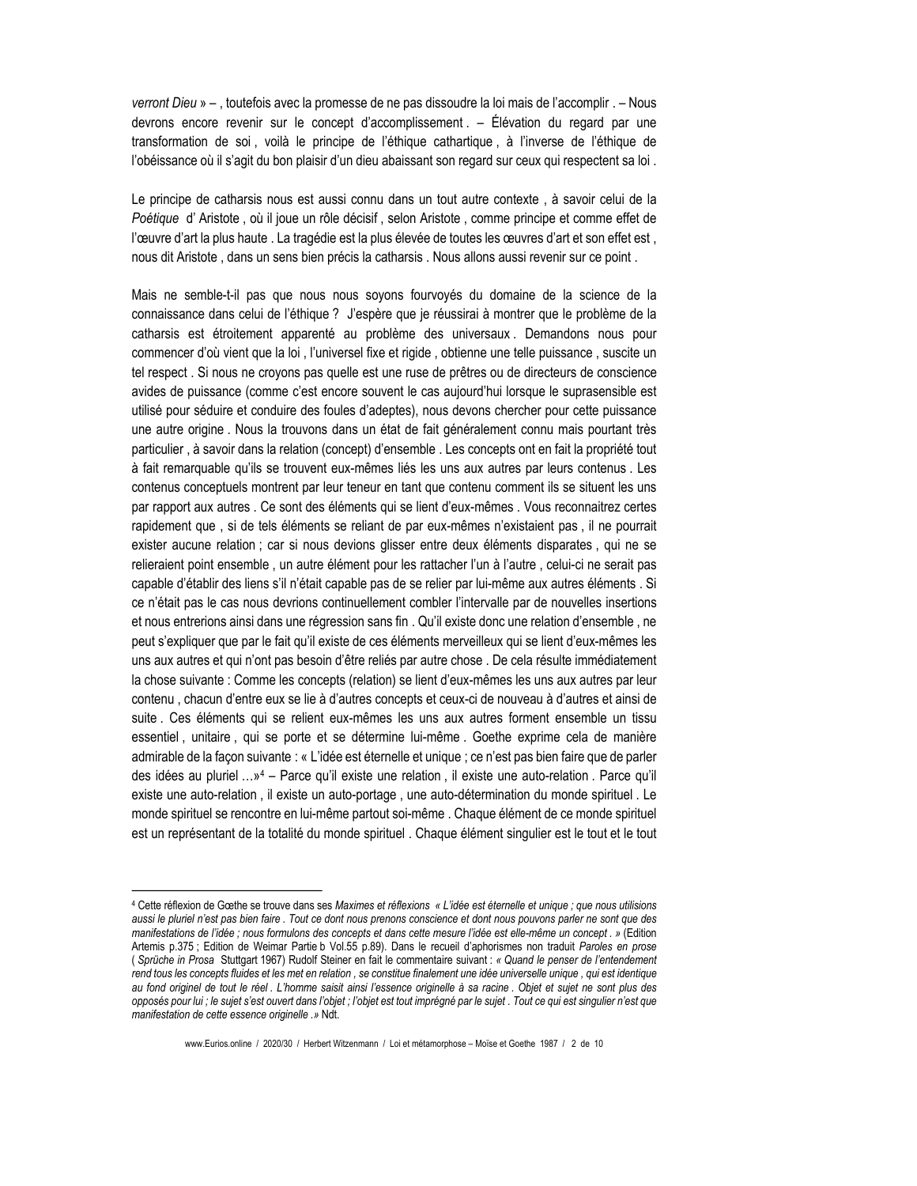*verront Dieu* » – , toutefois avec la promesse de ne pas dissoudre la loi mais de l'accomplir . – Nous devrons encore revenir sur le concept d'accomplissement . – Élévation du regard par une transformation de soi , voilà le principe de l'éthique cathartique , à l'inverse de l'éthique de l'obéissance où il s'agit du bon plaisir d'un dieu abaissant son regard sur ceux qui respectent sa loi .

Le principe de catharsis nous est aussi connu dans un tout autre contexte , à savoir celui de la *Poétique* d' Aristote , où il joue un rôle décisif , selon Aristote , comme principe et comme effet de l'œuvre d'art la plus haute . La tragédie est la plus élevée de toutes les œuvres d'art et son effet est , nous dit Aristote , dans un sens bien précis la catharsis . Nous allons aussi revenir sur ce point .

Mais ne semble-t-il pas que nous nous soyons fourvoyés du domaine de la science de la connaissance dans celui de l'éthique ? J'espère que je réussirai à montrer que le problème de la catharsis est étroitement apparenté au problème des universaux . Demandons nous pour commencer d'où vient que la loi , l'universel fixe et rigide , obtienne une telle puissance , suscite un tel respect . Si nous ne croyons pas quelle est une ruse de prêtres ou de directeurs de conscience avides de puissance (comme c'est encore souvent le cas aujourd'hui lorsque le suprasensible est utilisé pour séduire et conduire des foules d'adeptes), nous devons chercher pour cette puissance une autre origine . Nous la trouvons dans un état de fait généralement connu mais pourtant très particulier , à savoir dans la relation (concept) d'ensemble . Les concepts ont en fait la propriété tout à fait remarquable qu'ils se trouvent eux-mêmes liés les uns aux autres par leurs contenus . Les contenus conceptuels montrent par leur teneur en tant que contenu comment ils se situent les uns par rapport aux autres . Ce sont des éléments qui se lient d'eux-mêmes . Vous reconnaitrez certes rapidement que , si de tels éléments se reliant de par eux-mêmes n'existaient pas , il ne pourrait exister aucune relation ; car si nous devions glisser entre deux éléments disparates , qui ne se relieraient point ensemble , un autre élément pour les rattacher l'un à l'autre , celui-ci ne serait pas capable d'établir des liens s'il n'était capable pas de se relier par lui-même aux autres éléments . Si ce n'était pas le cas nous devrions continuellement combler l'intervalle par de nouvelles insertions et nous entrerions ainsi dans une régression sans fin . Qu'il existe donc une relation d'ensemble , ne peut s'expliquer que par le fait qu'il existe de ces éléments merveilleux qui se lient d'eux-mêmes les uns aux autres et qui n'ont pas besoin d'être reliés par autre chose . De cela résulte immédiatement la chose suivante : Comme les concepts (relation) se lient d'eux-mêmes les uns aux autres par leur contenu , chacun d'entre eux se lie à d'autres concepts et ceux-ci de nouveau à d'autres et ainsi de suite . Ces éléments qui se relient eux-mêmes les uns aux autres forment ensemble un tissu essentiel , unitaire , qui se porte et se détermine lui-même . Goethe exprime cela de manière admirable de la façon suivante : « L'idée est éternelle et unique ; ce n'est pas bien faire que de parler des idées au pluriel …»[4] – Parce qu'il existe une relation , il existe une auto-relation . Parce qu'il existe une auto-relation , il existe un auto-portage , une auto-détermination du monde spirituel . Le monde spirituel se rencontre en lui-même partout soi-même . Chaque élément de ce monde spirituel est un représentant de la totalité du monde spirituel . Chaque élément singulier est le tout et le tout

---

[4] Cette réflexion de Gœthe se trouve dans ses *Maximes et réflexions « L'idée est éternelle et unique ; que nous utilisions aussi le pluriel n'est pas bien faire . Tout ce dont nous prenons conscience et dont nous pouvons parler ne sont que des manifestations de l'idée ; nous formulons des concepts et dans cette mesure l'idée est elle-même un concept . »* (Edition Artemis p.375 ; Edition de Weimar Partie b Vol.55 p.89). Dans le recueil d'aphorismes non traduit *Paroles en prose* ( *Sprüche in Prosa* Stuttgart 1967) Rudolf Steiner en fait le commentaire suivant : *« Quand le penser de l'entendement rend tous les concepts fluides et les met en relation , se constitue finalement une idée universelle unique , qui est identique au fond originel de tout le réel . L'homme saisit ainsi l'essence originelle à sa racine . Objet et sujet ne sont plus des opposés pour lui ; le sujet s'est ouvert dans l'objet ; l'objet est tout imprégné par le sujet . Tout ce qui est singulier n'est que manifestation de cette essence originelle .»* Ndt.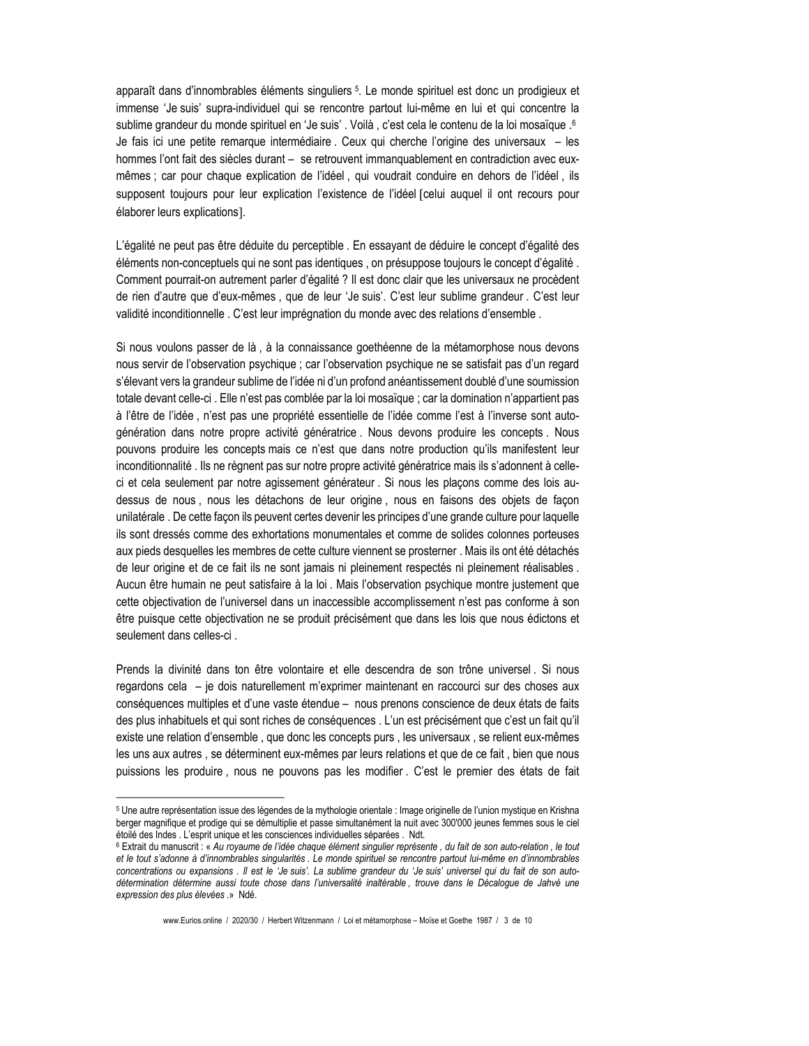apparaît dans d'innombrables éléments singuliers [5]. Le monde spirituel est donc un prodigieux et immense 'Je suis' supra-individuel qui se rencontre partout lui-même en lui et qui concentre la sublime grandeur du monde spirituel en 'Je suis' . Voilà , c'est cela le contenu de la loi mosaïque .[6] Je fais ici une petite remarque intermédiaire . Ceux qui cherche l'origine des universaux – les hommes l'ont fait des siècles durant – se retrouvent immanquablement en contradiction avec eux-mêmes ; car pour chaque explication de l'idéel , qui voudrait conduire en dehors de l'idéel , ils supposent toujours pour leur explication l'existence de l'idéel [celui auquel il ont recours pour élaborer leurs explications].

L'égalité ne peut pas être déduite du perceptible . En essayant de déduire le concept d'égalité des éléments non-conceptuels qui ne sont pas identiques , on présuppose toujours le concept d'égalité . Comment pourrait-on autrement parler d'égalité ? Il est donc clair que les universaux ne procèdent de rien d'autre que d'eux-mêmes , que de leur 'Je suis'. C'est leur sublime grandeur . C'est leur validité inconditionnelle . C'est leur imprégnation du monde avec des relations d'ensemble .

Si nous voulons passer de là , à la connaissance goethéenne de la métamorphose nous devons nous servir de l'observation psychique ; car l'observation psychique ne se satisfait pas d'un regard s'élevant vers la grandeur sublime de l'idée ni d'un profond anéantissement doublé d'une soumission totale devant celle-ci . Elle n'est pas comblée par la loi mosaïque ; car la domination n'appartient pas à l'être de l'idée , n'est pas une propriété essentielle de l'idée comme l'est à l'inverse sont auto-génération dans notre propre activité génératrice . Nous devons produire les concepts . Nous pouvons produire les concepts mais ce n'est que dans notre production qu'ils manifestent leur inconditionnalité . Ils ne règnent pas sur notre propre activité génératrice mais ils s'adonnent à celle-ci et cela seulement par notre agissement générateur . Si nous les plaçons comme des lois au-dessus de nous , nous les détachons de leur origine , nous en faisons des objets de façon unilatérale . De cette façon ils peuvent certes devenir les principes d'une grande culture pour laquelle ils sont dressés comme des exhortations monumentales et comme de solides colonnes porteuses aux pieds desquelles les membres de cette culture viennent se prosterner . Mais ils ont été détachés de leur origine et de ce fait ils ne sont jamais ni pleinement respectés ni pleinement réalisables . Aucun être humain ne peut satisfaire à la loi . Mais l'observation psychique montre justement que cette objectivation de l'universel dans un inaccessible accomplissement n'est pas conforme à son être puisque cette objectivation ne se produit précisément que dans les lois que nous édictons et seulement dans celles-ci .

Prends la divinité dans ton être volontaire et elle descendra de son trône universel . Si nous regardons cela – je dois naturellement m'exprimer maintenant en raccourci sur des choses aux conséquences multiples et d'une vaste étendue – nous prenons conscience de deux états de faits des plus inhabituels et qui sont riches de conséquences . L'un est précisément que c'est un fait qu'il existe une relation d'ensemble , que donc les concepts purs , les universaux , se relient eux-mêmes les uns aux autres , se déterminent eux-mêmes par leurs relations et que de ce fait , bien que nous puissions les produire , nous ne pouvons pas les modifier . C'est le premier des états de fait

---

[5] Une autre représentation issue des légendes de la mythologie orientale : Image originelle de l'union mystique en Krishna berger magnifique et prodige qui se démultiplie et passe simultanément la nuit avec 300'000 jeunes femmes sous le ciel étoilé des Indes . L'esprit unique et les consciences individuelles séparées . Ndt.

[6] Extrait du manuscrit : « *Au royaume de l'idée chaque élément singulier représente , du fait de son auto-relation , le tout et le tout s'adonne à d'innombrables singularités . Le monde spirituel se rencontre partout lui-même en d'innombrables concentrations ou expansions . Il est le 'Je suis'. La sublime grandeur du 'Je suis' universel qui du fait de son auto-détermination détermine aussi toute chose dans l'universalité inaltérable , trouve dans le Décalogue de Jahvé une expression des plus élevées .* » Ndé.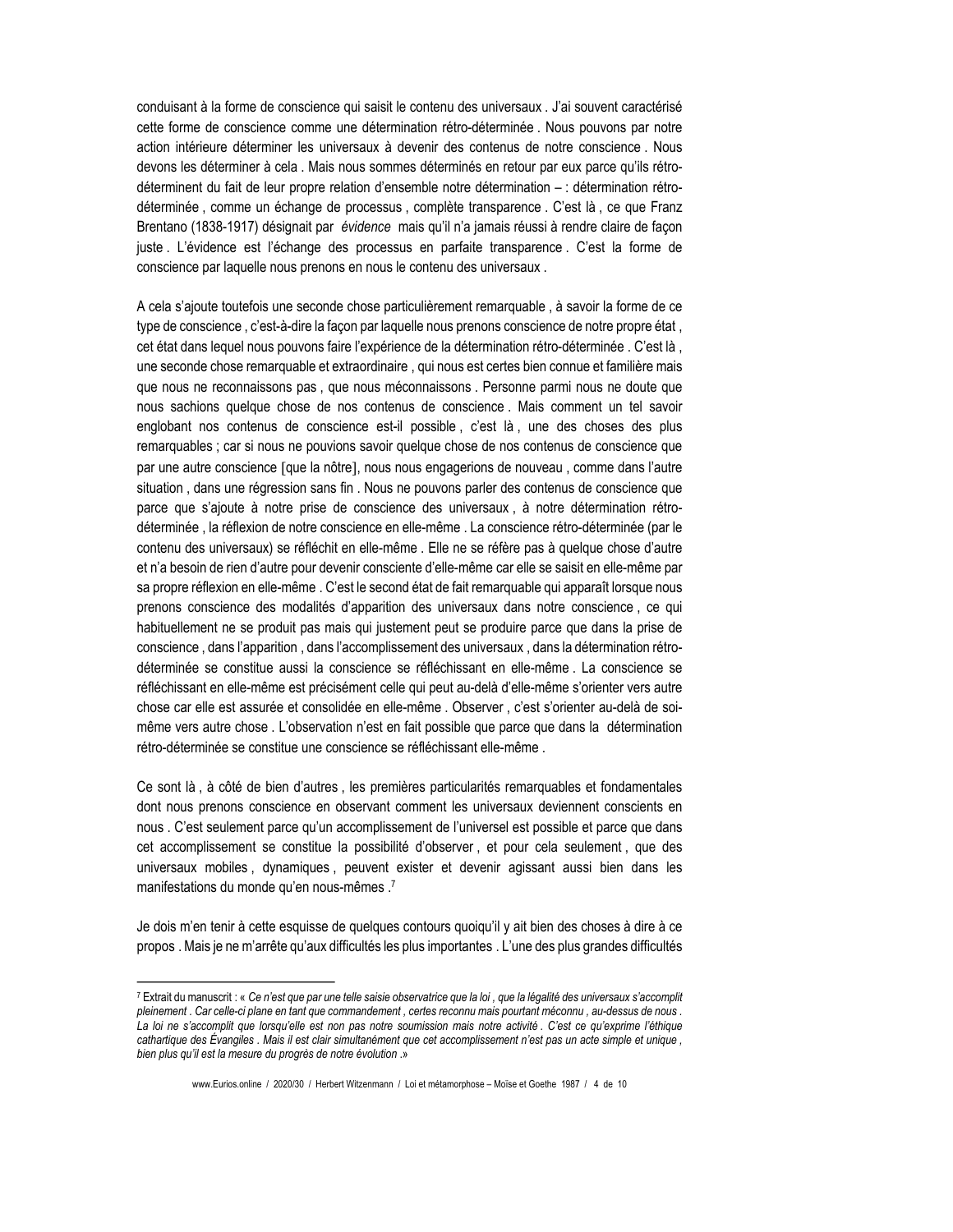conduisant à la forme de conscience qui saisit le contenu des universaux . J'ai souvent caractérisé cette forme de conscience comme une détermination rétro-déterminée . Nous pouvons par notre action intérieure déterminer les universaux à devenir des contenus de notre conscience . Nous devons les déterminer à cela . Mais nous sommes déterminés en retour par eux parce qu'ils rétro-déterminent du fait de leur propre relation d'ensemble notre détermination – : détermination rétro-déterminée , comme un échange de processus , complète transparence . C'est là , ce que Franz Brentano (1838-1917) désignait par *évidence* mais qu'il n'a jamais réussi à rendre claire de façon juste . L'évidence est l'échange des processus en parfaite transparence . C'est la forme de conscience par laquelle nous prenons en nous le contenu des universaux .

A cela s'ajoute toutefois une seconde chose particulièrement remarquable , à savoir la forme de ce type de conscience , c'est-à-dire la façon par laquelle nous prenons conscience de notre propre état , cet état dans lequel nous pouvons faire l'expérience de la détermination rétro-déterminée . C'est là , une seconde chose remarquable et extraordinaire , qui nous est certes bien connue et familière mais que nous ne reconnaissons pas , que nous méconnaissons . Personne parmi nous ne doute que nous sachions quelque chose de nos contenus de conscience . Mais comment un tel savoir englobant nos contenus de conscience est-il possible , c'est là , une des choses des plus remarquables ; car si nous ne pouvions savoir quelque chose de nos contenus de conscience que par une autre conscience [que la nôtre], nous nous engagerions de nouveau , comme dans l'autre situation , dans une régression sans fin . Nous ne pouvons parler des contenus de conscience que parce que s'ajoute à notre prise de conscience des universaux , à notre détermination rétro-déterminée , la réflexion de notre conscience en elle-même . La conscience rétro-déterminée (par le contenu des universaux) se réfléchit en elle-même . Elle ne se réfère pas à quelque chose d'autre et n'a besoin de rien d'autre pour devenir consciente d'elle-même car elle se saisit en elle-même par sa propre réflexion en elle-même . C'est le second état de fait remarquable qui apparaît lorsque nous prenons conscience des modalités d'apparition des universaux dans notre conscience , ce qui habituellement ne se produit pas mais qui justement peut se produire parce que dans la prise de conscience , dans l'apparition , dans l'accomplissement des universaux , dans la détermination rétro-déterminée se constitue aussi la conscience se réfléchissant en elle-même . La conscience se réfléchissant en elle-même est précisément celle qui peut au-delà d'elle-même s'orienter vers autre chose car elle est assurée et consolidée en elle-même . Observer , c'est s'orienter au-delà de soi-même vers autre chose . L'observation n'est en fait possible que parce que dans la détermination rétro-déterminée se constitue une conscience se réfléchissant elle-même .

Ce sont là , à côté de bien d'autres , les premières particularités remarquables et fondamentales dont nous prenons conscience en observant comment les universaux deviennent conscients en nous . C'est seulement parce qu'un accomplissement de l'universel est possible et parce que dans cet accomplissement se constitue la possibilité d'observer , et pour cela seulement , que des universaux mobiles , dynamiques , peuvent exister et devenir agissant aussi bien dans les manifestations du monde qu'en nous-mêmes .[7]

Je dois m'en tenir à cette esquisse de quelques contours quoiqu'il y ait bien des choses à dire à ce propos . Mais je ne m'arrête qu'aux difficultés les plus importantes . L'une des plus grandes difficultés

---

[7] Extrait du manuscrit : « *Ce n'est que par une telle saisie observatrice que la loi , que la légalité des universaux s'accomplit pleinement . Car celle-ci plane en tant que commandement , certes reconnu mais pourtant méconnu , au-dessus de nous . La loi ne s'accomplit que lorsqu'elle est non pas notre soumission mais notre activité . C'est ce qu'exprime l'éthique cathartique des Évangiles . Mais il est clair simultanément que cet accomplissement n'est pas un acte simple et unique , bien plus qu'il est la mesure du progrès de notre évolution .*»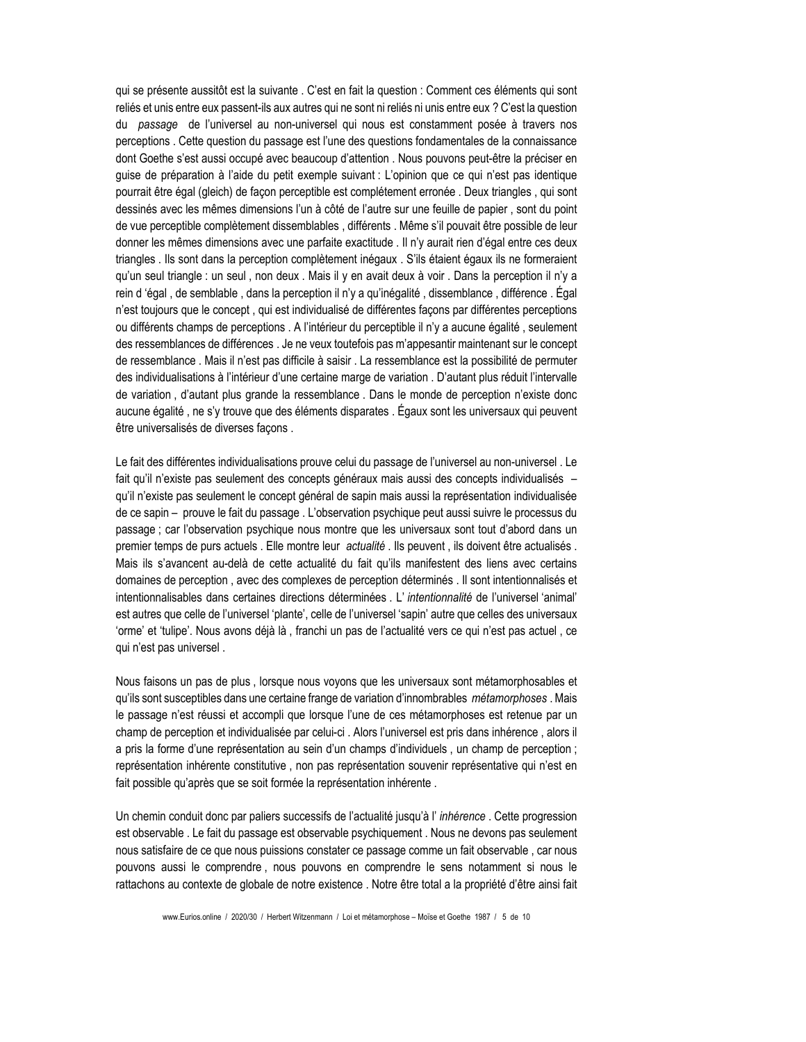qui se présente aussitôt est la suivante . C'est en fait la question : Comment ces éléments qui sont reliés et unis entre eux passent-ils aux autres qui ne sont ni reliés ni unis entre eux ? C'est la question du *passage* de l'universel au non-universel qui nous est constamment posée à travers nos perceptions . Cette question du passage est l'une des questions fondamentales de la connaissance dont Goethe s'est aussi occupé avec beaucoup d'attention . Nous pouvons peut-être la préciser en guise de préparation à l'aide du petit exemple suivant : L'opinion que ce qui n'est pas identique pourrait être égal (gleich) de façon perceptible est complétement erronée . Deux triangles , qui sont dessinés avec les mêmes dimensions l'un à côté de l'autre sur une feuille de papier , sont du point de vue perceptible complètement dissemblables , différents . Même s'il pouvait être possible de leur donner les mêmes dimensions avec une parfaite exactitude . Il n'y aurait rien d'égal entre ces deux triangles . Ils sont dans la perception complètement inégaux . S'ils étaient égaux ils ne formeraient qu'un seul triangle : un seul , non deux . Mais il y en avait deux à voir . Dans la perception il n'y a rein d 'égal , de semblable , dans la perception il n'y a qu'inégalité , dissemblance , différence . Égal n'est toujours que le concept , qui est individualisé de différentes façons par différentes perceptions ou différents champs de perceptions . A l'intérieur du perceptible il n'y a aucune égalité , seulement des ressemblances de différences . Je ne veux toutefois pas m'appesantir maintenant sur le concept de ressemblance . Mais il n'est pas difficile à saisir . La ressemblance est la possibilité de permuter des individualisations à l'intérieur d'une certaine marge de variation . D'autant plus réduit l'intervalle de variation , d'autant plus grande la ressemblance . Dans le monde de perception n'existe donc aucune égalité , ne s'y trouve que des éléments disparates . Égaux sont les universaux qui peuvent être universalisés de diverses façons .

Le fait des différentes individualisations prouve celui du passage de l'universel au non-universel . Le fait qu'il n'existe pas seulement des concepts généraux mais aussi des concepts individualisés – qu'il n'existe pas seulement le concept général de sapin mais aussi la représentation individualisée de ce sapin – prouve le fait du passage . L'observation psychique peut aussi suivre le processus du passage ; car l'observation psychique nous montre que les universaux sont tout d'abord dans un premier temps de purs actuels . Elle montre leur *actualité* . Ils peuvent , ils doivent être actualisés . Mais ils s'avancent au-delà de cette actualité du fait qu'ils manifestent des liens avec certains domaines de perception , avec des complexes de perception déterminés . Il sont intentionnalisés et intentionnalisables dans certaines directions déterminées . L' *intentionnalité* de l'universel 'animal' est autres que celle de l'universel 'plante', celle de l'universel 'sapin' autre que celles des universaux 'orme' et 'tulipe'. Nous avons déjà là , franchi un pas de l'actualité vers ce qui n'est pas actuel , ce qui n'est pas universel .

Nous faisons un pas de plus , lorsque nous voyons que les universaux sont métamorphosables et qu'ils sont susceptibles dans une certaine frange de variation d'innombrables *métamorphoses* . Mais le passage n'est réussi et accompli que lorsque l'une de ces métamorphoses est retenue par un champ de perception et individualisée par celui-ci . Alors l'universel est pris dans inhérence , alors il a pris la forme d'une représentation au sein d'un champs d'individuels , un champ de perception ; représentation inhérente constitutive , non pas représentation souvenir représentative qui n'est en fait possible qu'après que se soit formée la représentation inhérente .

Un chemin conduit donc par paliers successifs de l'actualité jusqu'à l' *inhérence* . Cette progression est observable . Le fait du passage est observable psychiquement . Nous ne devons pas seulement nous satisfaire de ce que nous puissions constater ce passage comme un fait observable , car nous pouvons aussi le comprendre , nous pouvons en comprendre le sens notamment si nous le rattachons au contexte de globale de notre existence . Notre être total a la propriété d'être ainsi fait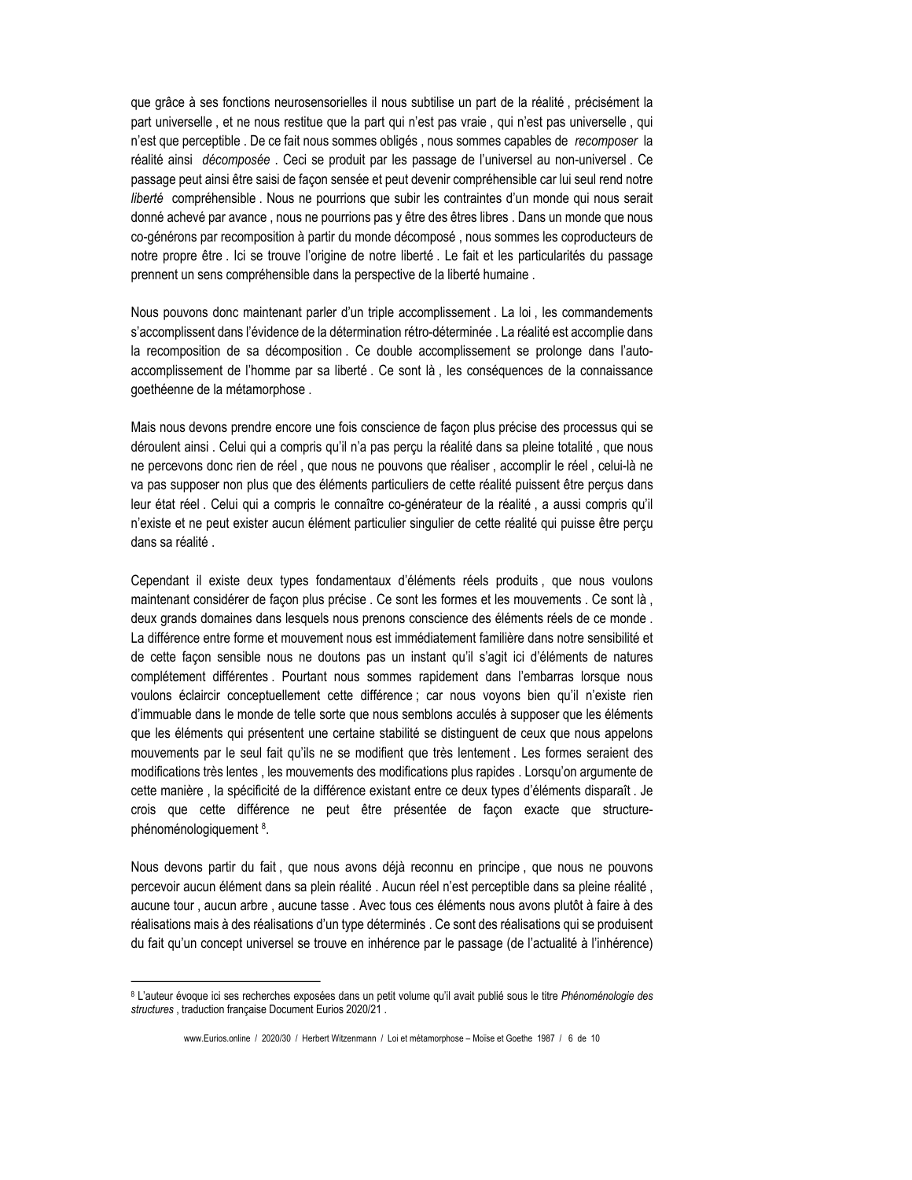que grâce à ses fonctions neurosensorielles il nous subtilise un part de la réalité , précisément la part universelle , et ne nous restitue que la part qui n'est pas vraie , qui n'est pas universelle , qui n'est que perceptible . De ce fait nous sommes obligés , nous sommes capables de *recomposer* la réalité ainsi *décomposée* . Ceci se produit par les passage de l'universel au non-universel . Ce passage peut ainsi être saisi de façon sensée et peut devenir compréhensible car lui seul rend notre *liberté* compréhensible . Nous ne pourrions que subir les contraintes d'un monde qui nous serait donné achevé par avance , nous ne pourrions pas y être des êtres libres . Dans un monde que nous co-générons par recomposition à partir du monde décomposé , nous sommes les coproducteurs de notre propre être . Ici se trouve l'origine de notre liberté . Le fait et les particularités du passage prennent un sens compréhensible dans la perspective de la liberté humaine .

Nous pouvons donc maintenant parler d'un triple accomplissement . La loi , les commandements s'accomplissent dans l'évidence de la détermination rétro-déterminée . La réalité est accomplie dans la recomposition de sa décomposition . Ce double accomplissement se prolonge dans l'auto-accomplissement de l'homme par sa liberté . Ce sont là , les conséquences de la connaissance goethéenne de la métamorphose .

Mais nous devons prendre encore une fois conscience de façon plus précise des processus qui se déroulent ainsi . Celui qui a compris qu'il n'a pas perçu la réalité dans sa pleine totalité , que nous ne percevons donc rien de réel , que nous ne pouvons que réaliser , accomplir le réel , celui-là ne va pas supposer non plus que des éléments particuliers de cette réalité puissent être perçus dans leur état réel . Celui qui a compris le connaître co-générateur de la réalité , a aussi compris qu'il n'existe et ne peut exister aucun élément particulier singulier de cette réalité qui puisse être perçu dans sa réalité .

Cependant il existe deux types fondamentaux d'éléments réels produits , que nous voulons maintenant considérer de façon plus précise . Ce sont les formes et les mouvements . Ce sont là , deux grands domaines dans lesquels nous prenons conscience des éléments réels de ce monde . La différence entre forme et mouvement nous est immédiatement familière dans notre sensibilité et de cette façon sensible nous ne doutons pas un instant qu'il s'agit ici d'éléments de natures complétement différentes . Pourtant nous sommes rapidement dans l'embarras lorsque nous voulons éclaircir conceptuellement cette différence ; car nous voyons bien qu'il n'existe rien d'immuable dans le monde de telle sorte que nous semblons acculés à supposer que les éléments que les éléments qui présentent une certaine stabilité se distinguent de ceux que nous appelons mouvements par le seul fait qu'ils ne se modifient que très lentement . Les formes seraient des modifications très lentes , les mouvements des modifications plus rapides . Lorsqu'on argumente de cette manière , la spécificité de la différence existant entre ce deux types d'éléments disparaît . Je crois que cette différence ne peut être présentée de façon exacte que structure-phénoménologiquement [8].

Nous devons partir du fait , que nous avons déjà reconnu en principe , que nous ne pouvons percevoir aucun élément dans sa plein réalité . Aucun réel n'est perceptible dans sa pleine réalité , aucune tour , aucun arbre , aucune tasse . Avec tous ces éléments nous avons plutôt à faire à des réalisations mais à des réalisations d'un type déterminés . Ce sont des réalisations qui se produisent du fait qu'un concept universel se trouve en inhérence par le passage (de l'actualité à l'inhérence)

---

[8] L'auteur évoque ici ses recherches exposées dans un petit volume qu'il avait publié sous le titre *Phénoménologie des structures* , traduction française Document Eurios 2020/21 .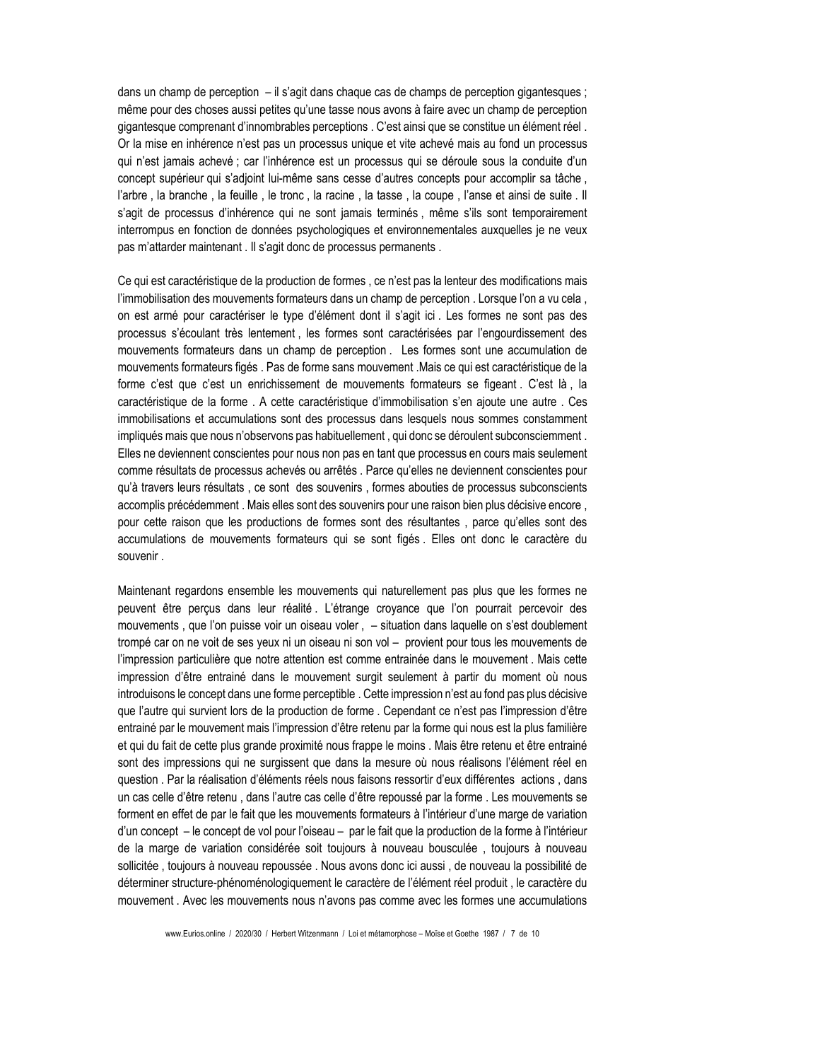dans un champ de perception – il s'agit dans chaque cas de champs de perception gigantesques ; même pour des choses aussi petites qu'une tasse nous avons à faire avec un champ de perception gigantesque comprenant d'innombrables perceptions . C'est ainsi que se constitue un élément réel . Or la mise en inhérence n'est pas un processus unique et vite achevé mais au fond un processus qui n'est jamais achevé ; car l'inhérence est un processus qui se déroule sous la conduite d'un concept supérieur qui s'adjoint lui-même sans cesse d'autres concepts pour accomplir sa tâche , l'arbre , la branche , la feuille , le tronc , la racine , la tasse , la coupe , l'anse et ainsi de suite . Il s'agit de processus d'inhérence qui ne sont jamais terminés , même s'ils sont temporairement interrompus en fonction de données psychologiques et environnementales auxquelles je ne veux pas m'attarder maintenant . Il s'agit donc de processus permanents .

Ce qui est caractéristique de la production de formes , ce n'est pas la lenteur des modifications mais l'immobilisation des mouvements formateurs dans un champ de perception . Lorsque l'on a vu cela , on est armé pour caractériser le type d'élément dont il s'agit ici . Les formes ne sont pas des processus s'écoulant très lentement , les formes sont caractérisées par l'engourdissement des mouvements formateurs dans un champ de perception . Les formes sont une accumulation de mouvements formateurs figés . Pas de forme sans mouvement .Mais ce qui est caractéristique de la forme c'est que c'est un enrichissement de mouvements formateurs se figeant . C'est là , la caractéristique de la forme . A cette caractéristique d'immobilisation s'en ajoute une autre . Ces immobilisations et accumulations sont des processus dans lesquels nous sommes constamment impliqués mais que nous n'observons pas habituellement , qui donc se déroulent subconsciemment . Elles ne deviennent conscientes pour nous non pas en tant que processus en cours mais seulement comme résultats de processus achevés ou arrêtés . Parce qu'elles ne deviennent conscientes pour qu'à travers leurs résultats , ce sont des souvenirs , formes abouties de processus subconscients accomplis précédemment . Mais elles sont des souvenirs pour une raison bien plus décisive encore , pour cette raison que les productions de formes sont des résultantes , parce qu'elles sont des accumulations de mouvements formateurs qui se sont figés . Elles ont donc le caractère du souvenir .

Maintenant regardons ensemble les mouvements qui naturellement pas plus que les formes ne peuvent être perçus dans leur réalité . L'étrange croyance que l'on pourrait percevoir des mouvements , que l'on puisse voir un oiseau voler , – situation dans laquelle on s'est doublement trompé car on ne voit de ses yeux ni un oiseau ni son vol – provient pour tous les mouvements de l'impression particulière que notre attention est comme entrainée dans le mouvement . Mais cette impression d'être entrainé dans le mouvement surgit seulement à partir du moment où nous introduisons le concept dans une forme perceptible . Cette impression n'est au fond pas plus décisive que l'autre qui survient lors de la production de forme . Cependant ce n'est pas l'impression d'être entrainé par le mouvement mais l'impression d'être retenu par la forme qui nous est la plus familière et qui du fait de cette plus grande proximité nous frappe le moins . Mais être retenu et être entrainé sont des impressions qui ne surgissent que dans la mesure où nous réalisons l'élément réel en question . Par la réalisation d'éléments réels nous faisons ressortir d'eux différentes actions , dans un cas celle d'être retenu , dans l'autre cas celle d'être repoussé par la forme . Les mouvements se forment en effet de par le fait que les mouvements formateurs à l'intérieur d'une marge de variation d'un concept – le concept de vol pour l'oiseau – par le fait que la production de la forme à l'intérieur de la marge de variation considérée soit toujours à nouveau bousculée , toujours à nouveau sollicitée , toujours à nouveau repoussée . Nous avons donc ici aussi , de nouveau la possibilité de déterminer structure-phénoménologiquement le caractère de l'élément réel produit , le caractère du mouvement . Avec les mouvements nous n'avons pas comme avec les formes une accumulations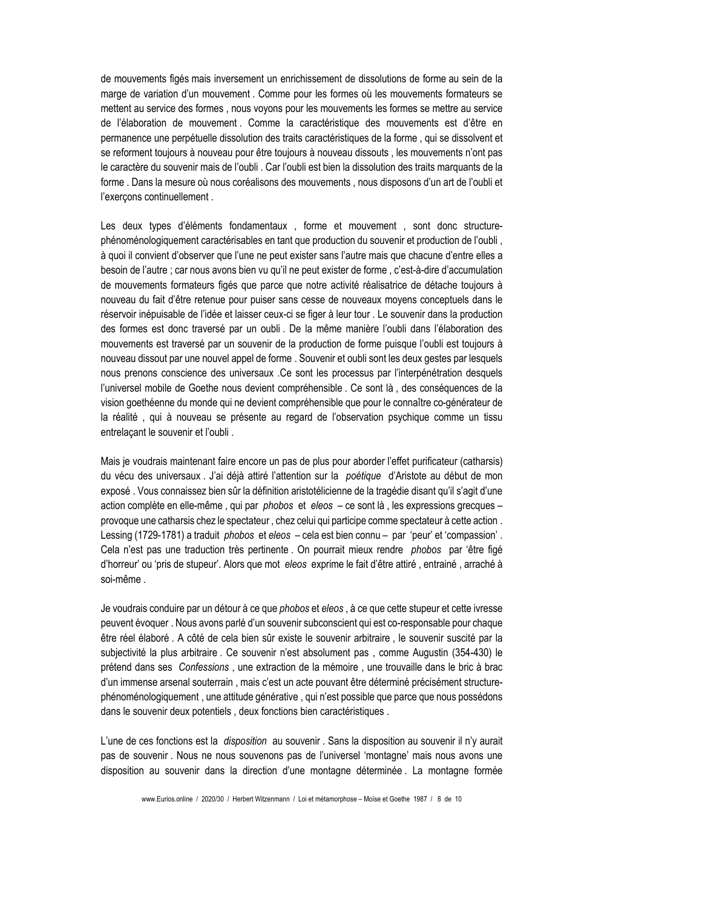de mouvements figés mais inversement un enrichissement de dissolutions de forme au sein de la marge de variation d'un mouvement . Comme pour les formes où les mouvements formateurs se mettent au service des formes , nous voyons pour les mouvements les formes se mettre au service de l'élaboration de mouvement . Comme la caractéristique des mouvements est d'être en permanence une perpétuelle dissolution des traits caractéristiques de la forme , qui se dissolvent et se reforment toujours à nouveau pour être toujours à nouveau dissouts , les mouvements n'ont pas le caractère du souvenir mais de l'oubli . Car l'oubli est bien la dissolution des traits marquants de la forme . Dans la mesure où nous coréalisons des mouvements , nous disposons d'un art de l'oubli et l'exerçons continuellement .

Les deux types d'éléments fondamentaux , forme et mouvement , sont donc structure-phénoménologiquement caractérisables en tant que production du souvenir et production de l'oubli , à quoi il convient d'observer que l'une ne peut exister sans l'autre mais que chacune d'entre elles a besoin de l'autre ; car nous avons bien vu qu'il ne peut exister de forme , c'est-à-dire d'accumulation de mouvements formateurs figés que parce que notre activité réalisatrice de détache toujours à nouveau du fait d'être retenue pour puiser sans cesse de nouveaux moyens conceptuels dans le réservoir inépuisable de l'idée et laisser ceux-ci se figer à leur tour . Le souvenir dans la production des formes est donc traversé par un oubli . De la même manière l'oubli dans l'élaboration des mouvements est traversé par un souvenir de la production de forme puisque l'oubli est toujours à nouveau dissout par une nouvel appel de forme . Souvenir et oubli sont les deux gestes par lesquels nous prenons conscience des universaux .Ce sont les processus par l'interpénétration desquels l'universel mobile de Goethe nous devient compréhensible . Ce sont là , des conséquences de la vision goethéenne du monde qui ne devient compréhensible que pour le connaître co-générateur de la réalité , qui à nouveau se présente au regard de l'observation psychique comme un tissu entrelaçant le souvenir et l'oubli .

Mais je voudrais maintenant faire encore un pas de plus pour aborder l'effet purificateur (catharsis) du vécu des universaux . J'ai déjà attiré l'attention sur la *poétique* d'Aristote au début de mon exposé . Vous connaissez bien sûr la définition aristotélicienne de la tragédie disant qu'il s'agit d'une action complète en elle-même , qui par *phobos* et *eleos* – ce sont là , les expressions grecques – provoque une catharsis chez le spectateur , chez celui qui participe comme spectateur à cette action . Lessing (1729-1781) a traduit *phobos* et *eleos* – cela est bien connu – par 'peur' et 'compassion' . Cela n'est pas une traduction très pertinente . On pourrait mieux rendre *phobos* par 'être figé d'horreur' ou 'pris de stupeur'. Alors que mot *eleos* exprime le fait d'être attiré , entrainé , arraché à soi-même .

Je voudrais conduire par un détour à ce que *phobos* et *eleos* , à ce que cette stupeur et cette ivresse peuvent évoquer . Nous avons parlé d'un souvenir subconscient qui est co-responsable pour chaque être réel élaboré . A côté de cela bien sûr existe le souvenir arbitraire , le souvenir suscité par la subjectivité la plus arbitraire . Ce souvenir n'est absolument pas , comme Augustin (354-430) le prétend dans ses *Confessions* , une extraction de la mémoire , une trouvaille dans le bric à brac d'un immense arsenal souterrain , mais c'est un acte pouvant être déterminé précisément structure-phénoménologiquement , une attitude générative , qui n'est possible que parce que nous possédons dans le souvenir deux potentiels , deux fonctions bien caractéristiques .

L'une de ces fonctions est la *disposition* au souvenir . Sans la disposition au souvenir il n'y aurait pas de souvenir . Nous ne nous souvenons pas de l'universel 'montagne' mais nous avons une disposition au souvenir dans la direction d'une montagne déterminée . La montagne formée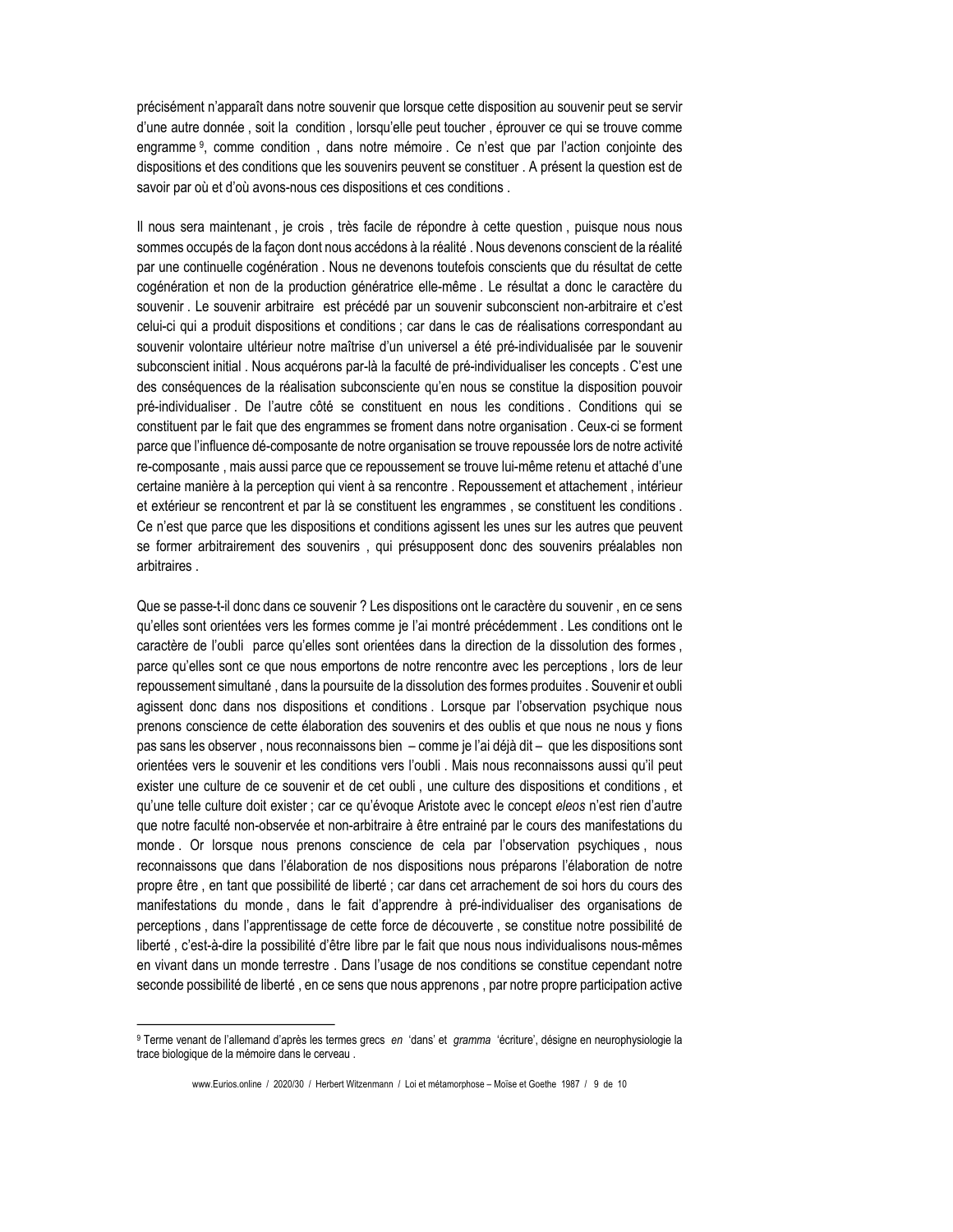précisément n'apparaît dans notre souvenir que lorsque cette disposition au souvenir peut se servir d'une autre donnée , soit la condition , lorsqu'elle peut toucher , éprouver ce qui se trouve comme engramme [9], comme condition , dans notre mémoire . Ce n'est que par l'action conjointe des dispositions et des conditions que les souvenirs peuvent se constituer . A présent la question est de savoir par où et d'où avons-nous ces dispositions et ces conditions .

Il nous sera maintenant , je crois , très facile de répondre à cette question , puisque nous nous sommes occupés de la façon dont nous accédons à la réalité . Nous devenons conscient de la réalité par une continuelle cogénération . Nous ne devenons toutefois conscients que du résultat de cette cogénération et non de la production génératrice elle-même . Le résultat a donc le caractère du souvenir . Le souvenir arbitraire est précédé par un souvenir subconscient non-arbitraire et c'est celui-ci qui a produit dispositions et conditions ; car dans le cas de réalisations correspondant au souvenir volontaire ultérieur notre maîtrise d'un universel a été pré-individualisée par le souvenir subconscient initial . Nous acquérons par-là la faculté de pré-individualiser les concepts . C'est une des conséquences de la réalisation subconsciente qu'en nous se constitue la disposition pouvoir pré-individualiser . De l'autre côté se constituent en nous les conditions . Conditions qui se constituent par le fait que des engrammes se froment dans notre organisation . Ceux-ci se forment parce que l'influence dé-composante de notre organisation se trouve repoussée lors de notre activité re-composante , mais aussi parce que ce repoussement se trouve lui-même retenu et attaché d'une certaine manière à la perception qui vient à sa rencontre . Repoussement et attachement , intérieur et extérieur se rencontrent et par là se constituent les engrammes , se constituent les conditions . Ce n'est que parce que les dispositions et conditions agissent les unes sur les autres que peuvent se former arbitrairement des souvenirs , qui présupposent donc des souvenirs préalables non arbitraires .

Que se passe-t-il donc dans ce souvenir ? Les dispositions ont le caractère du souvenir , en ce sens qu'elles sont orientées vers les formes comme je l'ai montré précédemment . Les conditions ont le caractère de l'oubli parce qu'elles sont orientées dans la direction de la dissolution des formes , parce qu'elles sont ce que nous emportons de notre rencontre avec les perceptions , lors de leur repoussement simultané , dans la poursuite de la dissolution des formes produites . Souvenir et oubli agissent donc dans nos dispositions et conditions . Lorsque par l'observation psychique nous prenons conscience de cette élaboration des souvenirs et des oublis et que nous ne nous y fions pas sans les observer , nous reconnaissons bien – comme je l'ai déjà dit – que les dispositions sont orientées vers le souvenir et les conditions vers l'oubli . Mais nous reconnaissons aussi qu'il peut exister une culture de ce souvenir et de cet oubli , une culture des dispositions et conditions , et qu'une telle culture doit exister ; car ce qu'évoque Aristote avec le concept *eleos* n'est rien d'autre que notre faculté non-observée et non-arbitraire à être entrainé par le cours des manifestations du monde . Or lorsque nous prenons conscience de cela par l'observation psychiques , nous reconnaissons que dans l'élaboration de nos dispositions nous préparons l'élaboration de notre propre être , en tant que possibilité de liberté ; car dans cet arrachement de soi hors du cours des manifestations du monde , dans le fait d'apprendre à pré-individualiser des organisations de perceptions , dans l'apprentissage de cette force de découverte , se constitue notre possibilité de liberté , c'est-à-dire la possibilité d'être libre par le fait que nous nous individualisons nous-mêmes en vivant dans un monde terrestre . Dans l'usage de nos conditions se constitue cependant notre seconde possibilité de liberté , en ce sens que nous apprenons , par notre propre participation active

---

[9] Terme venant de l'allemand d'après les termes grecs *en* 'dans' et *gramma* 'écriture', désigne en neurophysiologie la trace biologique de la mémoire dans le cerveau .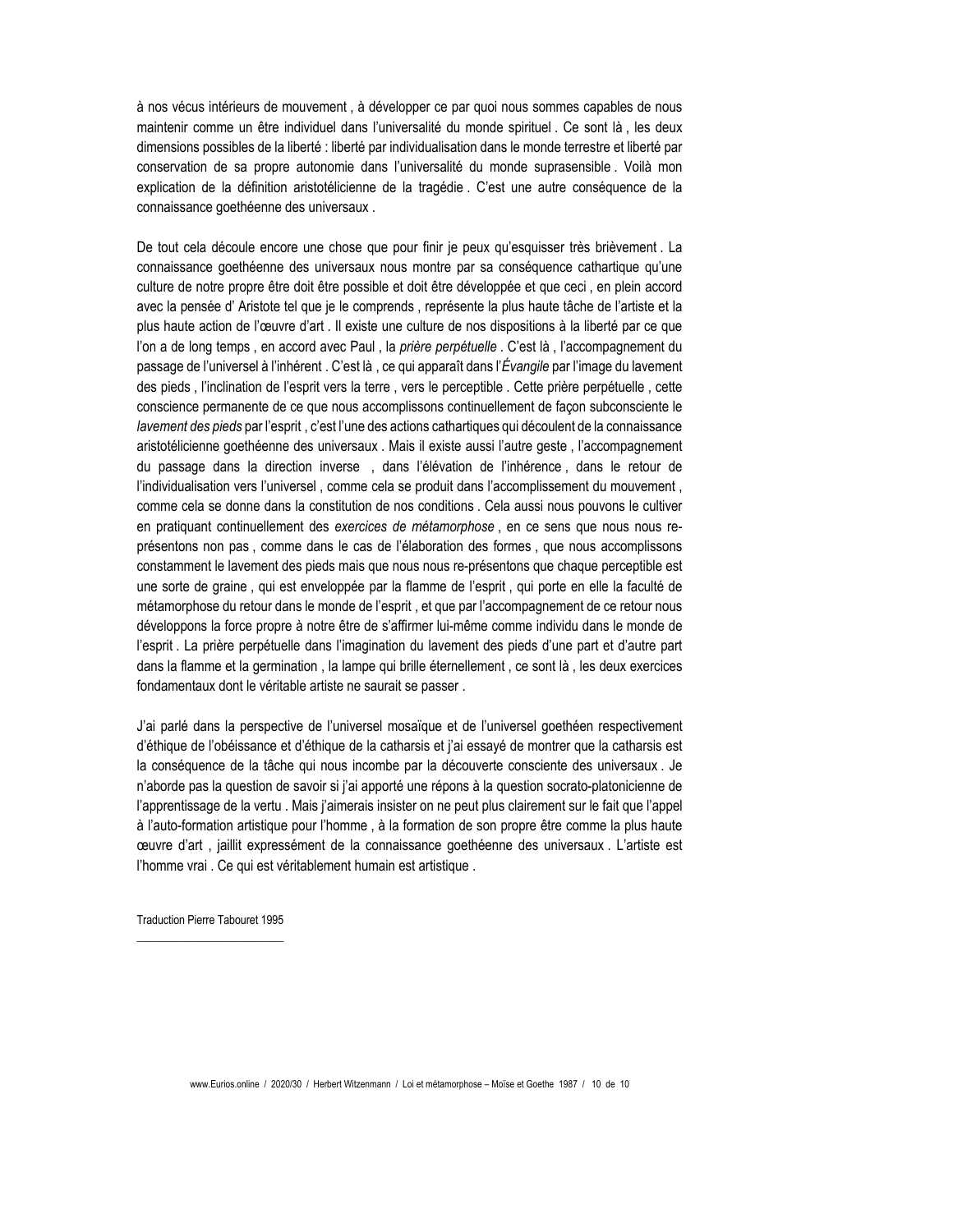à nos vécus intérieurs de mouvement , à développer ce par quoi nous sommes capables de nous maintenir comme un être individuel dans l'universalité du monde spirituel . Ce sont là , les deux dimensions possibles de la liberté : liberté par individualisation dans le monde terrestre et liberté par conservation de sa propre autonomie dans l'universalité du monde suprasensible . Voilà mon explication de la définition aristotélicienne de la tragédie . C'est une autre conséquence de la connaissance goethéenne des universaux .

De tout cela découle encore une chose que pour finir je peux qu'esquisser très brièvement . La connaissance goethéenne des universaux nous montre par sa conséquence cathartique qu'une culture de notre propre être doit être possible et doit être développée et que ceci , en plein accord avec la pensée d' Aristote tel que je le comprends , représente la plus haute tâche de l'artiste et la plus haute action de l'œuvre d'art . Il existe une culture de nos dispositions à la liberté par ce que l'on a de long temps , en accord avec Paul , la *prière perpétuelle* . C'est là , l'accompagnement du passage de l'universel à l'inhérent . C'est là , ce qui apparaît dans l'*Évangile* par l'image du lavement des pieds , l'inclination de l'esprit vers la terre , vers le perceptible . Cette prière perpétuelle , cette conscience permanente de ce que nous accomplissons continuellement de façon subconsciente le *lavement des pieds* par l'esprit , c'est l'une des actions cathartiques qui découlent de la connaissance aristotélicienne goethéenne des universaux . Mais il existe aussi l'autre geste , l'accompagnement du passage dans la direction inverse , dans l'élévation de l'inhérence , dans le retour de l'individualisation vers l'universel , comme cela se produit dans l'accomplissement du mouvement , comme cela se donne dans la constitution de nos conditions . Cela aussi nous pouvons le cultiver en pratiquant continuellement des *exercices de métamorphose* , en ce sens que nous nous re-présentons non pas , comme dans le cas de l'élaboration des formes , que nous accomplissons constamment le lavement des pieds mais que nous nous re-présentons que chaque perceptible est une sorte de graine , qui est enveloppée par la flamme de l'esprit , qui porte en elle la faculté de métamorphose du retour dans le monde de l'esprit , et que par l'accompagnement de ce retour nous développons la force propre à notre être de s'affirmer lui-même comme individu dans le monde de l'esprit . La prière perpétuelle dans l'imagination du lavement des pieds d'une part et d'autre part dans la flamme et la germination , la lampe qui brille éternellement , ce sont là , les deux exercices fondamentaux dont le véritable artiste ne saurait se passer .

J'ai parlé dans la perspective de l'universel mosaïque et de l'universel goethéen respectivement d'éthique de l'obéissance et d'éthique de la catharsis et j'ai essayé de montrer que la catharsis est la conséquence de la tâche qui nous incombe par la découverte consciente des universaux . Je n'aborde pas la question de savoir si j'ai apporté une répons à la question socrato-platonicienne de l'apprentissage de la vertu . Mais j'aimerais insister on ne peut plus clairement sur le fait que l'appel à l'auto-formation artistique pour l'homme , à la formation de son propre être comme la plus haute œuvre d'art , jaillit expressément de la connaissance goethéenne des universaux . L'artiste est l'homme vrai . Ce qui est véritablement humain est artistique .

Traduction Pierre Tabouret 1995